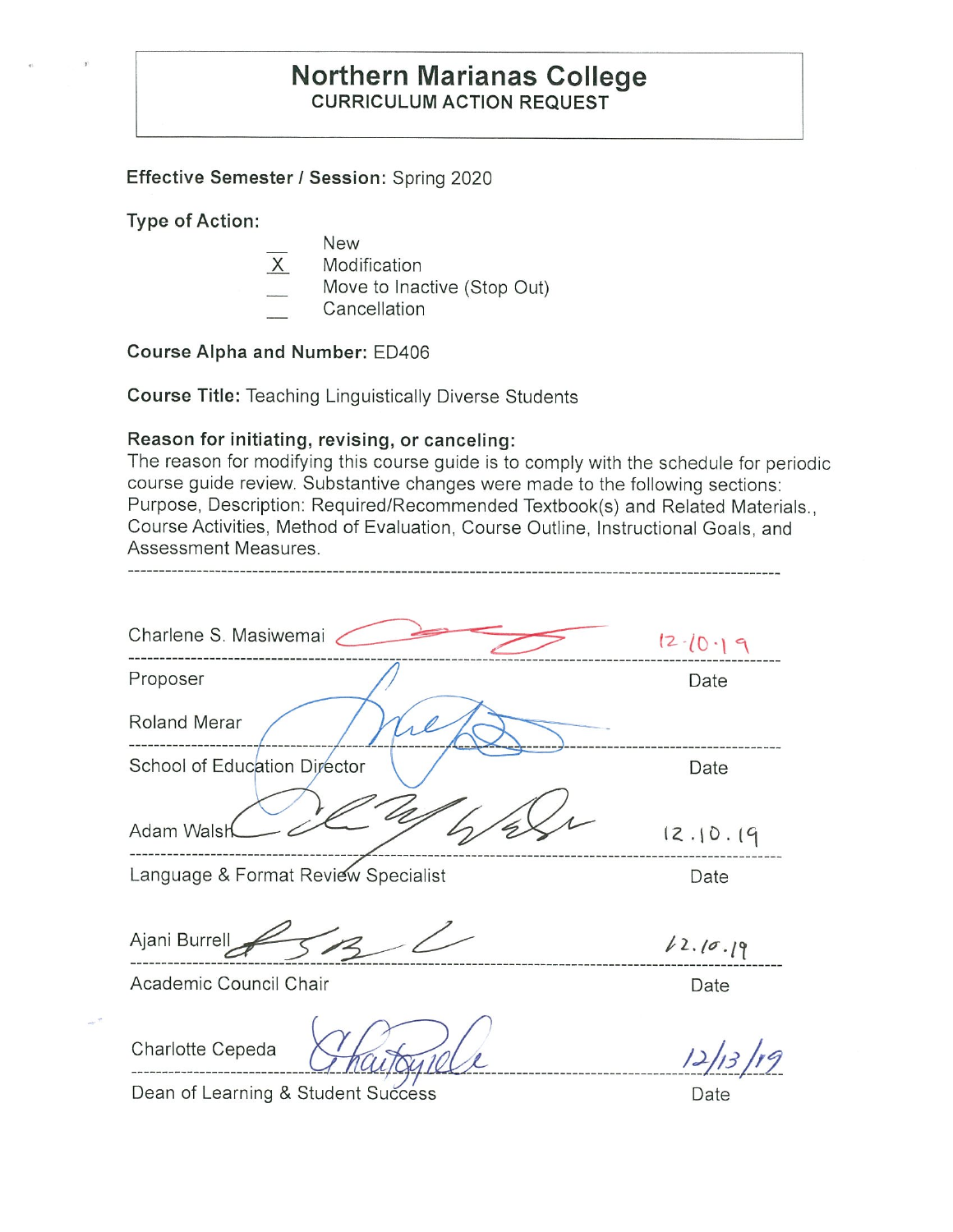# Northern Marianas College

## CURRICULUM ACTION REQUEST

**Effective Semester / Session:** Spring 2020

**Type of Action:**

- ___ New
- X Modification
- ___ Move to Inactive (Stop Out)
- ___ Cancellation

**Course Alpha and Number:** ED406

**Course Title:** Teaching Linguistically Diverse Students

**Reason for initiating, revising, or canceling:**

The reason for modifying this course guide is to comply with the schedule for periodic course guide review. Substantive changes were made to the following sections: Purpose, Description: Required/Recommended Textbook(s) and Related Materials., Course Activities, Method of Evaluation, Course Outline, Instructional Goals, and Assessment Measures.

---

Charlene S. Masiwemai — 12-10-19

Proposer — Date

Roland Merar

School of Education Director — Date

Adam Walsh — 12.10.19

Language & Format Review Specialist — Date

Ajani Burrell — 12.10.19

Academic Council Chair — Date

Charlotte Cepeda — 12/13/19

Dean of Learning & Student Success — Date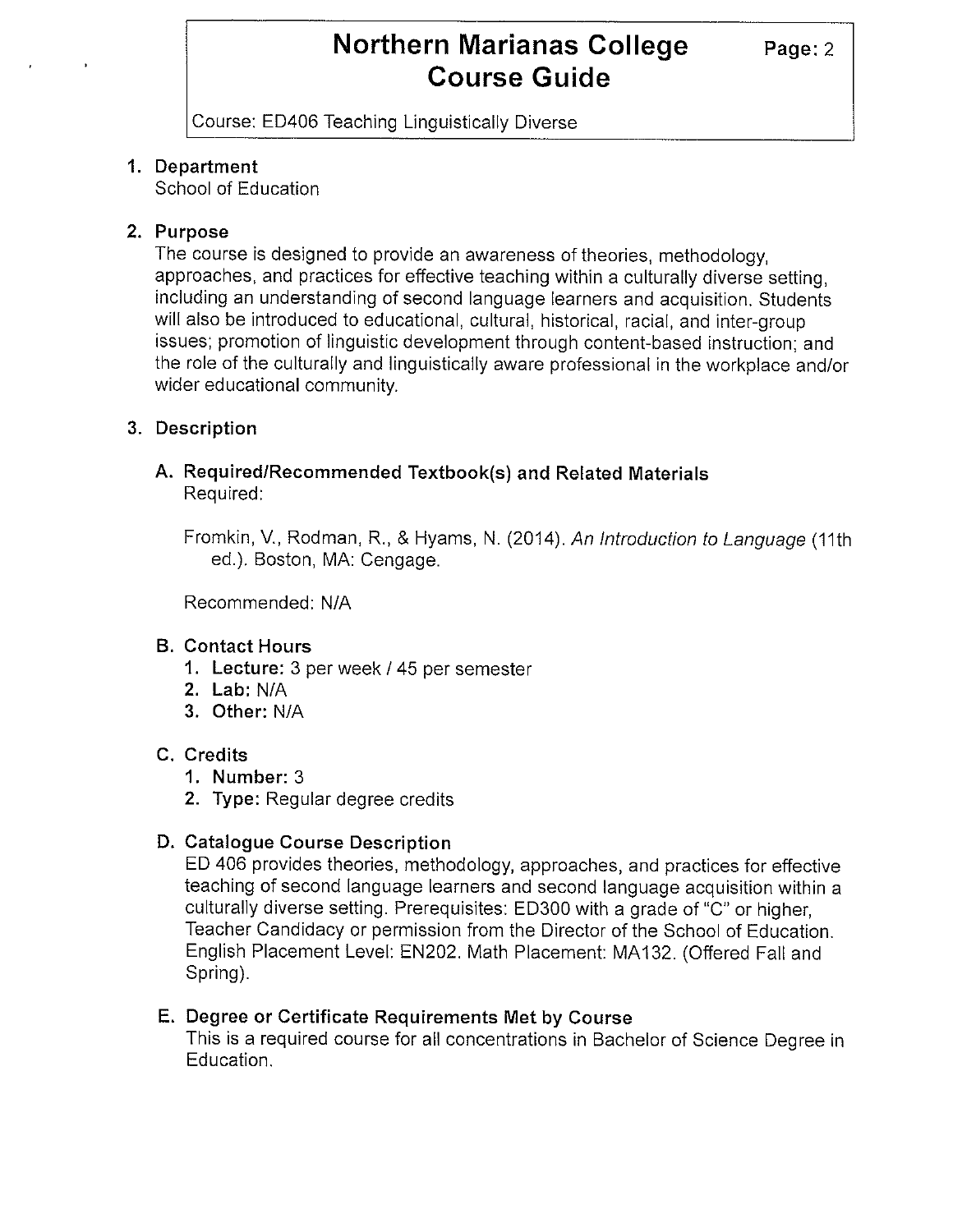## 1. Department

School of Education

## 2. Purpose

The course is designed to provide an awareness of theories, methodology, approaches, and practices for effective teaching within a culturally diverse setting, including an understanding of second language learners and acquisition. Students will also be introduced to educational, cultural, historical, racial, and inter-group issues; promotion of linguistic development through content-based instruction; and the role of the culturally and linguistically aware professional in the workplace and/or wider educational community.

## 3. Description

### A. Required/Recommended Textbook(s) and Related Materials

Required:

Fromkin, V., Rodman, R., & Hyams, N. (2014). *An Introduction to Language* (11th ed.). Boston, MA: Cengage.

Recommended: N/A

### B. Contact Hours

1. **Lecture:** 3 per week / 45 per semester
2. **Lab:** N/A
3. **Other:** N/A

### C. Credits

1. **Number:** 3
2. **Type:** Regular degree credits

### D. Catalogue Course Description

ED 406 provides theories, methodology, approaches, and practices for effective teaching of second language learners and second language acquisition within a culturally diverse setting. Prerequisites: ED300 with a grade of "C" or higher, Teacher Candidacy or permission from the Director of the School of Education. English Placement Level: EN202. Math Placement: MA132. (Offered Fall and Spring).

### E. Degree or Certificate Requirements Met by Course

This is a required course for all concentrations in Bachelor of Science Degree in Education.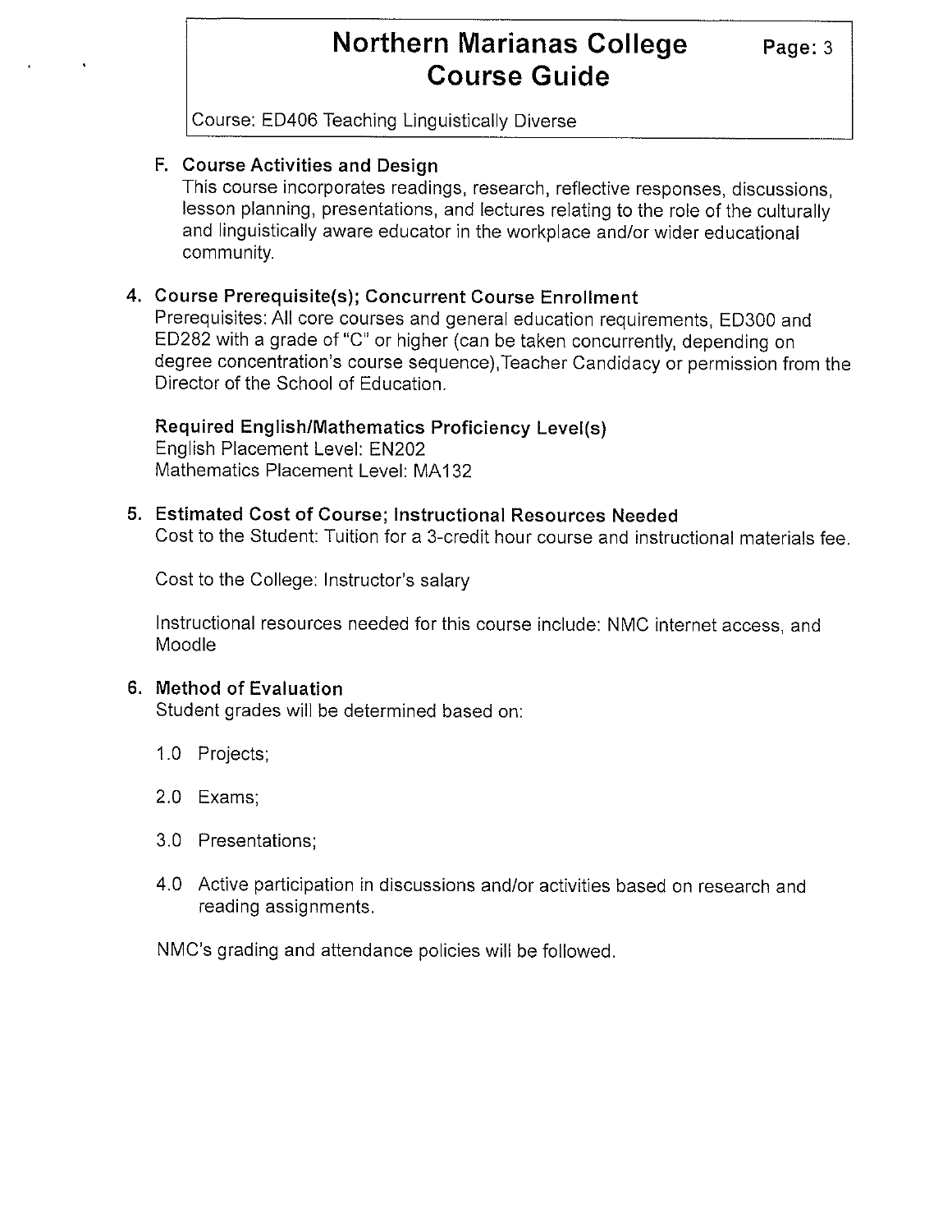### F. Course Activities and Design

This course incorporates readings, research, reflective responses, discussions, lesson planning, presentations, and lectures relating to the role of the culturally and linguistically aware educator in the workplace and/or wider educational community.

## 4. Course Prerequisite(s); Concurrent Course Enrollment

Prerequisites: All core courses and general education requirements, ED300 and ED282 with a grade of "C" or higher (can be taken concurrently, depending on degree concentration's course sequence),Teacher Candidacy or permission from the Director of the School of Education.

**Required English/Mathematics Proficiency Level(s)**

English Placement Level: EN202
Mathematics Placement Level: MA132

## 5. Estimated Cost of Course; Instructional Resources Needed

Cost to the Student: Tuition for a 3-credit hour course and instructional materials fee.

Cost to the College: Instructor's salary

Instructional resources needed for this course include: NMC internet access, and Moodle

## 6. Method of Evaluation

Student grades will be determined based on:

1.0 Projects;

2.0 Exams;

3.0 Presentations;

4.0 Active participation in discussions and/or activities based on research and reading assignments.

NMC's grading and attendance policies will be followed.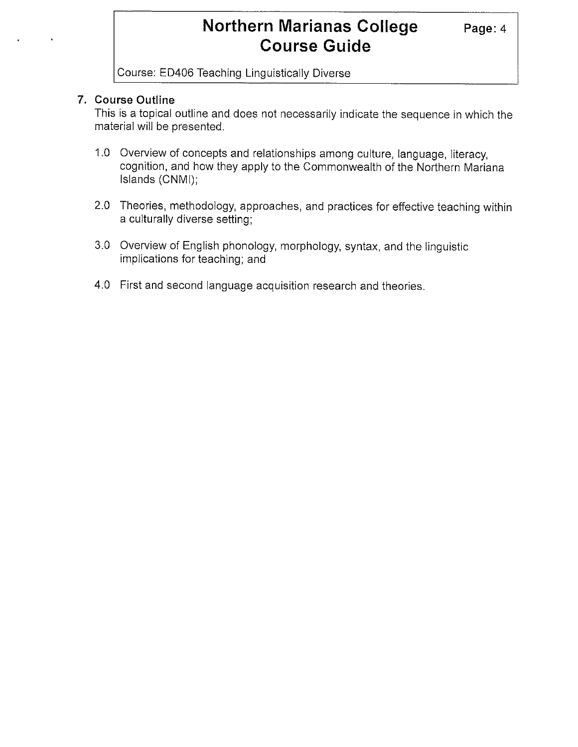## 7. Course Outline

This is a topical outline and does not necessarily indicate the sequence in which the material will be presented.

1.0 Overview of concepts and relationships among culture, language, literacy, cognition, and how they apply to the Commonwealth of the Northern Mariana Islands (CNMI);

2.0 Theories, methodology, approaches, and practices for effective teaching within a culturally diverse setting;

3.0 Overview of English phonology, morphology, syntax, and the linguistic implications for teaching; and

4.0 First and second language acquisition research and theories.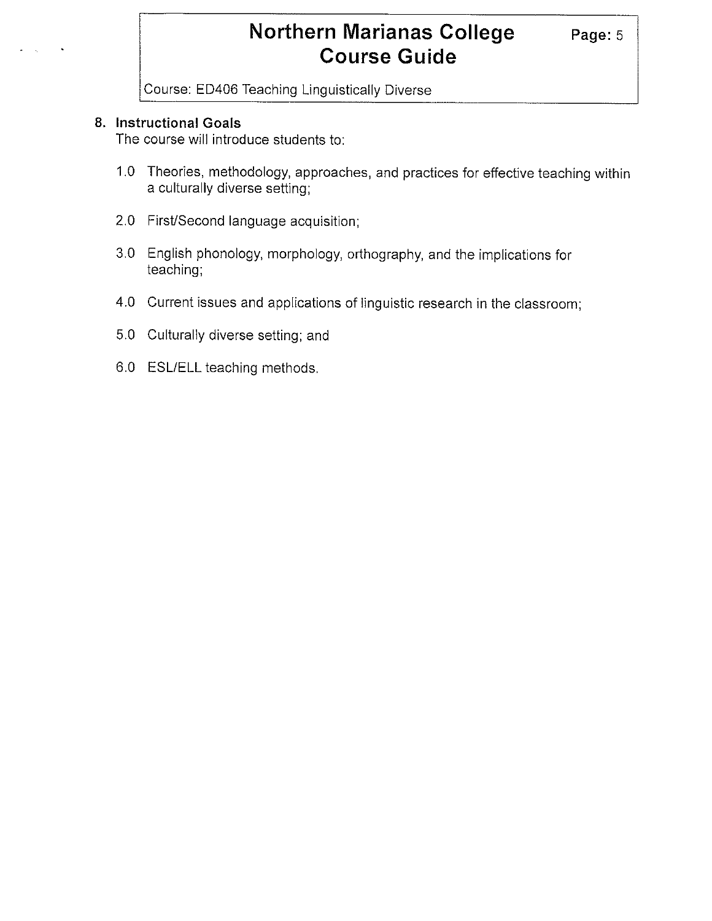## 8. Instructional Goals

The course will introduce students to:

1.0 Theories, methodology, approaches, and practices for effective teaching within a culturally diverse setting;

2.0 First/Second language acquisition;

3.0 English phonology, morphology, orthography, and the implications for teaching;

4.0 Current issues and applications of linguistic research in the classroom;

5.0 Culturally diverse setting; and

6.0 ESL/ELL teaching methods.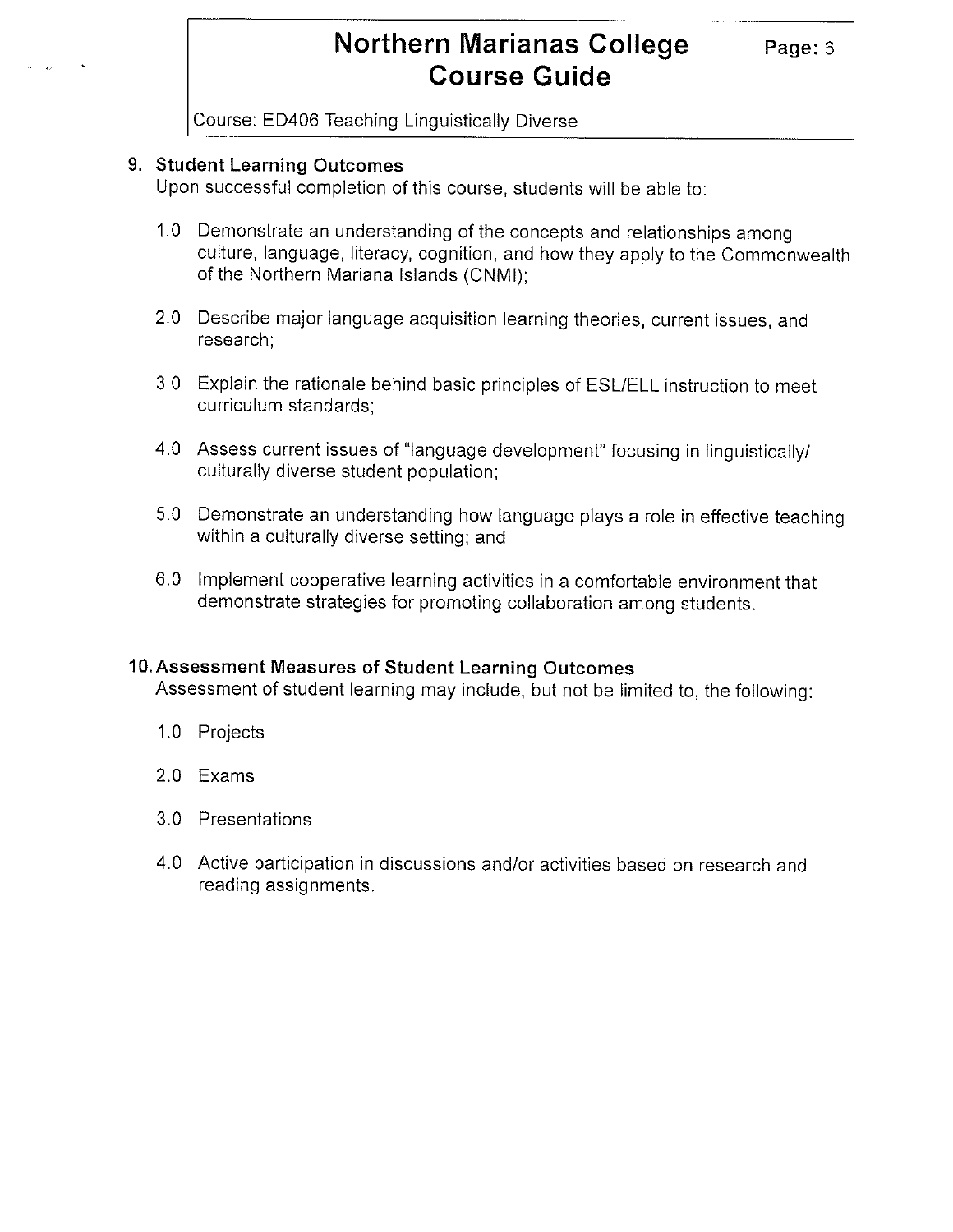## 9. Student Learning Outcomes

Upon successful completion of this course, students will be able to:

1.0 Demonstrate an understanding of the concepts and relationships among culture, language, literacy, cognition, and how they apply to the Commonwealth of the Northern Mariana Islands (CNMI);

2.0 Describe major language acquisition learning theories, current issues, and research;

3.0 Explain the rationale behind basic principles of ESL/ELL instruction to meet curriculum standards;

4.0 Assess current issues of "language development" focusing in linguistically/ culturally diverse student population;

5.0 Demonstrate an understanding how language plays a role in effective teaching within a culturally diverse setting; and

6.0 Implement cooperative learning activities in a comfortable environment that demonstrate strategies for promoting collaboration among students.

## 10. Assessment Measures of Student Learning Outcomes

Assessment of student learning may include, but not be limited to, the following:

1.0 Projects

2.0 Exams

3.0 Presentations

4.0 Active participation in discussions and/or activities based on research and reading assignments.